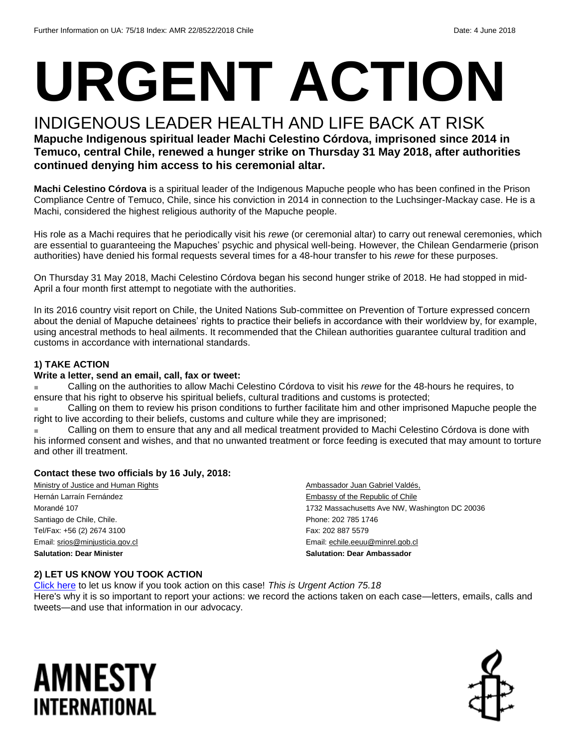Further Information on UA: 75/18 Index: AMR 22/8522/2018 Chile Date: 4 June 2018

# URGENT ACTION

## INDIGENOUS LEADER HEALTH AND LIFE BACK AT RISK

**Mapuche Indigenous spiritual leader Machi Celestino Córdova, imprisoned since 2014 in Temuco, central Chile, renewed a hunger strike on Thursday 31 May 2018, after authorities continued denying him access to his ceremonial altar.**

**Machi Celestino Córdova** is a spiritual leader of the Indigenous Mapuche people who has been confined in the Prison Compliance Centre of Temuco, Chile, since his conviction in 2014 in connection to the Luchsinger-Mackay case. He is a Machi, considered the highest religious authority of the Mapuche people.

His role as a Machi requires that he periodically visit his *rewe* (or ceremonial altar) to carry out renewal ceremonies, which are essential to guaranteeing the Mapuches' psychic and physical well-being. However, the Chilean Gendarmerie (prison authorities) have denied his formal requests several times for a 48-hour transfer to his *rewe* for these purposes.

On Thursday 31 May 2018, Machi Celestino Córdova began his second hunger strike of 2018. He had stopped in mid-April a four month first attempt to negotiate with the authorities.

In its 2016 country visit report on Chile, the United Nations Sub-committee on Prevention of Torture expressed concern about the denial of Mapuche detainees' rights to practice their beliefs in accordance with their worldview by, for example, using ancestral methods to heal ailments. It recommended that the Chilean authorities guarantee cultural tradition and customs in accordance with international standards.

### 1) TAKE ACTION

**Write a letter, send an email, call, fax or tweet:**

- Calling on the authorities to allow Machi Celestino Córdova to visit his *rewe* for the 48-hours he requires, to ensure that his right to observe his spiritual beliefs, cultural traditions and customs is protected;
- Calling on them to review his prison conditions to further facilitate him and other imprisoned Mapuche people the right to live according to their beliefs, customs and culture while they are imprisoned;
- Calling on them to ensure that any and all medical treatment provided to Machi Celestino Córdova is done with his informed consent and wishes, and that no unwanted treatment or force feeding is executed that may amount to torture and other ill treatment.

**Contact these two officials by 16 July, 2018:**

Ministry of Justice and Human Rights
Hernán Larraín Fernández
Morandé 107
Santiago de Chile, Chile.
Tel/Fax: +56 (2) 2674 3100
Email: srios@minjusticia.gov.cl
**Salutation: Dear Minister**

Ambassador Juan Gabriel Valdés,
Embassy of the Republic of Chile
1732 Massachusetts Ave NW, Washington DC 20036
Phone: 202 785 1746
Fax: 202 887 5579
Email: echile.eeuu@minrel.gob.cl
**Salutation: Dear Ambassador**

### 2) LET US KNOW YOU TOOK ACTION

Click here to let us know if you took action on this case! *This is Urgent Action 75.18*
Here's why it is so important to report your actions: we record the actions taken on each case—letters, emails, calls and tweets—and use that information in our advocacy.

AMNESTY INTERNATIONAL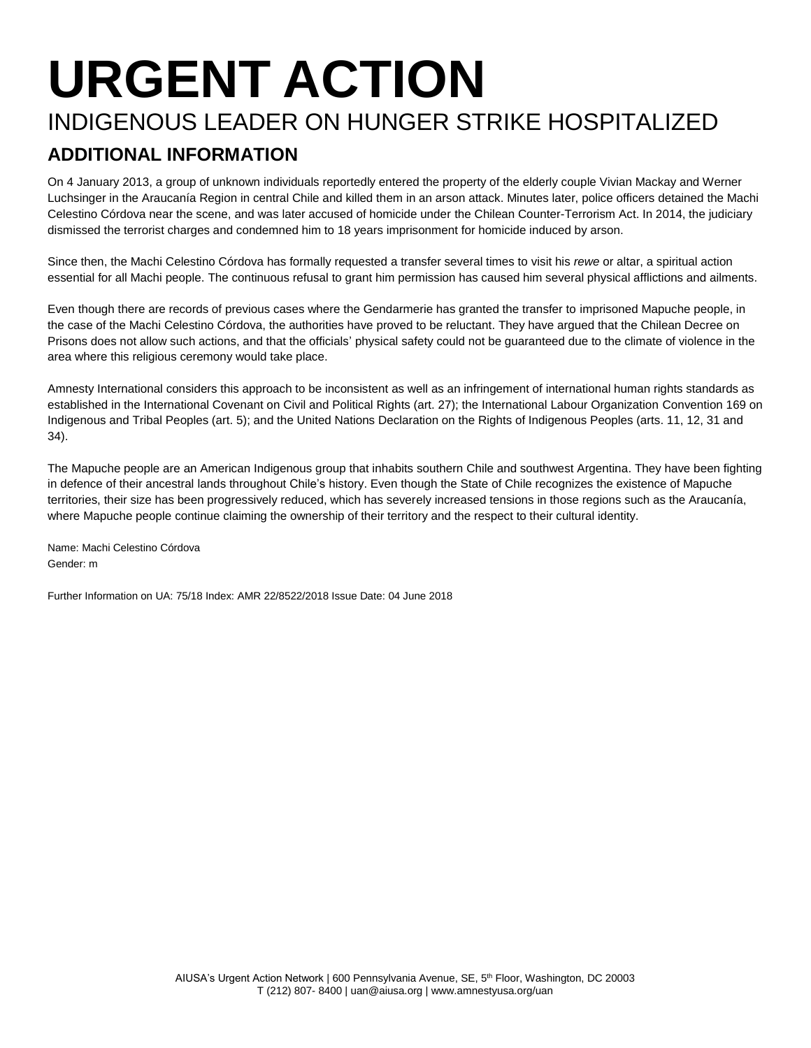# URGENT ACTION

## INDIGENOUS LEADER ON HUNGER STRIKE HOSPITALIZED

### ADDITIONAL INFORMATION

On 4 January 2013, a group of unknown individuals reportedly entered the property of the elderly couple Vivian Mackay and Werner Luchsinger in the Araucanía Region in central Chile and killed them in an arson attack. Minutes later, police officers detained the Machi Celestino Córdova near the scene, and was later accused of homicide under the Chilean Counter-Terrorism Act. In 2014, the judiciary dismissed the terrorist charges and condemned him to 18 years imprisonment for homicide induced by arson.

Since then, the Machi Celestino Córdova has formally requested a transfer several times to visit his *rewe* or altar, a spiritual action essential for all Machi people. The continuous refusal to grant him permission has caused him several physical afflictions and ailments.

Even though there are records of previous cases where the Gendarmerie has granted the transfer to imprisoned Mapuche people, in the case of the Machi Celestino Córdova, the authorities have proved to be reluctant. They have argued that the Chilean Decree on Prisons does not allow such actions, and that the officials' physical safety could not be guaranteed due to the climate of violence in the area where this religious ceremony would take place.

Amnesty International considers this approach to be inconsistent as well as an infringement of international human rights standards as established in the International Covenant on Civil and Political Rights (art. 27); the International Labour Organization Convention 169 on Indigenous and Tribal Peoples (art. 5); and the United Nations Declaration on the Rights of Indigenous Peoples (arts. 11, 12, 31 and 34).

The Mapuche people are an American Indigenous group that inhabits southern Chile and southwest Argentina. They have been fighting in defence of their ancestral lands throughout Chile's history. Even though the State of Chile recognizes the existence of Mapuche territories, their size has been progressively reduced, which has severely increased tensions in those regions such as the Araucanía, where Mapuche people continue claiming the ownership of their territory and the respect to their cultural identity.

Name: Machi Celestino Córdova
Gender: m

Further Information on UA: 75/18 Index: AMR 22/8522/2018 Issue Date: 04 June 2018

AIUSA's Urgent Action Network | 600 Pennsylvania Avenue, SE, 5th Floor, Washington, DC 20003
T (212) 807- 8400 | uan@aiusa.org | www.amnestyusa.org/uan